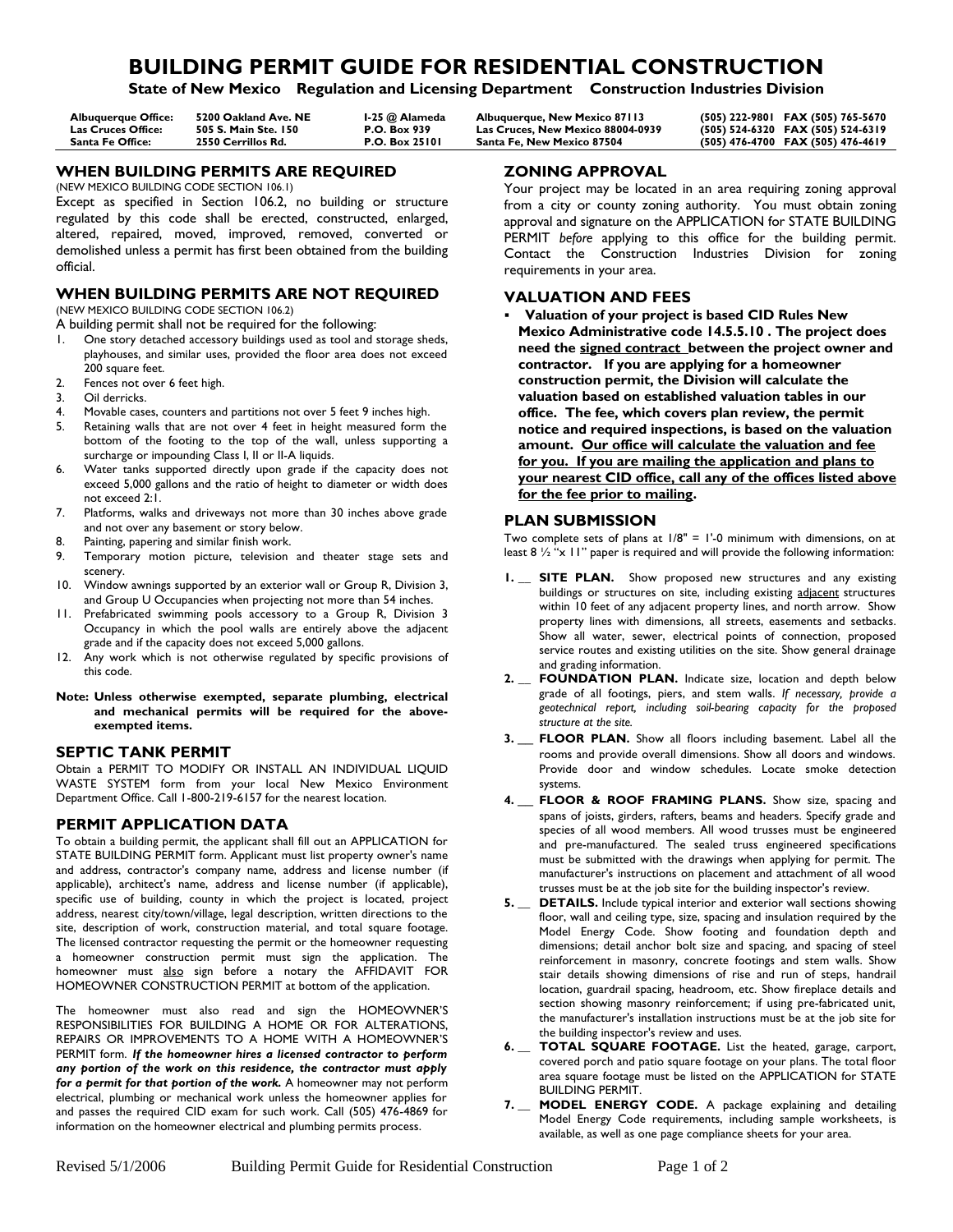# BUILDING PERMIT GUIDE FOR RESIDENTIAL CONSTRUCTION

**State of New Mexico Regulation and Licensing Department Construction Industries Division**

| | | | | |
|---|---|---|---|---|
| **Albuquerque Office:** | **5200 Oakland Ave. NE** | **I-25 @ Alameda** | **Albuquerque, New Mexico 87113** | **(505) 222-9801 FAX (505) 765-5670** |
| **Las Cruces Office:** | **505 S. Main Ste. 150** | **P.O. Box 939** | **Las Cruces, New Mexico 88004-0939** | **(505) 524-6320 FAX (505) 524-6319** |
| **Santa Fe Office:** | **2550 Cerrillos Rd.** | **P.O. Box 25101** | **Santa Fe, New Mexico 87504** | **(505) 476-4700 FAX (505) 476-4619** |

## WHEN BUILDING PERMITS ARE REQUIRED

(NEW MEXICO BUILDING CODE SECTION 106.1)

Except as specified in Section 106.2, no building or structure regulated by this code shall be erected, constructed, enlarged, altered, repaired, moved, improved, removed, converted or demolished unless a permit has first been obtained from the building official.

## WHEN BUILDING PERMITS ARE NOT REQUIRED

(NEW MEXICO BUILDING CODE SECTION 106.2)

A building permit shall not be required for the following:

1. One story detached accessory buildings used as tool and storage sheds, playhouses, and similar uses, provided the floor area does not exceed 200 square feet.
2. Fences not over 6 feet high.
3. Oil derricks.
4. Movable cases, counters and partitions not over 5 feet 9 inches high.
5. Retaining walls that are not over 4 feet in height measured form the bottom of the footing to the top of the wall, unless supporting a surcharge or impounding Class I, II or II-A liquids.
6. Water tanks supported directly upon grade if the capacity does not exceed 5,000 gallons and the ratio of height to diameter or width does not exceed 2:1.
7. Platforms, walks and driveways not more than 30 inches above grade and not over any basement or story below.
8. Painting, papering and similar finish work.
9. Temporary motion picture, television and theater stage sets and scenery.
10. Window awnings supported by an exterior wall or Group R, Division 3, and Group U Occupancies when projecting not more than 54 inches.
11. Prefabricated swimming pools accessory to a Group R, Division 3 Occupancy in which the pool walls are entirely above the adjacent grade and if the capacity does not exceed 5,000 gallons.
12. Any work which is not otherwise regulated by specific provisions of this code.

**Note: Unless otherwise exempted, separate plumbing, electrical and mechanical permits will be required for the above-exempted items.**

## SEPTIC TANK PERMIT

Obtain a PERMIT TO MODIFY OR INSTALL AN INDIVIDUAL LIQUID WASTE SYSTEM form from your local New Mexico Environment Department Office. Call 1-800-219-6157 for the nearest location.

## PERMIT APPLICATION DATA

To obtain a building permit, the applicant shall fill out an APPLICATION for STATE BUILDING PERMIT form. Applicant must list property owner's name and address, contractor's company name, address and license number (if applicable), architect's name, address and license number (if applicable), specific use of building, county in which the project is located, project address, nearest city/town/village, legal description, written directions to the site, description of work, construction material, and total square footage. The licensed contractor requesting the permit or the homeowner requesting a homeowner construction permit must sign the application. The homeowner must also sign before a notary the AFFIDAVIT FOR HOMEOWNER CONSTRUCTION PERMIT at bottom of the application.

The homeowner must also read and sign the HOMEOWNER'S RESPONSIBILITIES FOR BUILDING A HOME OR FOR ALTERATIONS, REPAIRS OR IMPROVEMENTS TO A HOME WITH A HOMEOWNER'S PERMIT form. ***If the homeowner hires a licensed contractor to perform any portion of the work on this residence, the contractor must apply for a permit for that portion of the work.*** A homeowner may not perform electrical, plumbing or mechanical work unless the homeowner applies for and passes the required CID exam for such work. Call (505) 476-4869 for information on the homeowner electrical and plumbing permits process.

## ZONING APPROVAL

Your project may be located in an area requiring zoning approval from a city or county zoning authority. You must obtain zoning approval and signature on the APPLICATION for STATE BUILDING PERMIT *before* applying to this office for the building permit. Contact the Construction Industries Division for zoning requirements in your area.

## VALUATION AND FEES

- **Valuation of your project is based CID Rules New Mexico Administrative code 14.5.5.10 . The project does need the signed contract between the project owner and contractor. If you are applying for a homeowner construction permit, the Division will calculate the valuation based on established valuation tables in our office. The fee, which covers plan review, the permit notice and required inspections, is based on the valuation amount. Our office will calculate the valuation and fee for you. If you are mailing the application and plans to your nearest CID office, call any of the offices listed above for the fee prior to mailing.**

## PLAN SUBMISSION

Two complete sets of plans at 1/8" = 1'-0 minimum with dimensions, on at least 8 ½ "x 11" paper is required and will provide the following information:

1. __ **SITE PLAN.** Show proposed new structures and any existing buildings or structures on site, including existing adjacent structures within 10 feet of any adjacent property lines, and north arrow. Show property lines with dimensions, all streets, easements and setbacks. Show all water, sewer, electrical points of connection, proposed service routes and existing utilities on the site. Show general drainage and grading information.
2. __ **FOUNDATION PLAN.** Indicate size, location and depth below grade of all footings, piers, and stem walls. *If necessary, provide a geotechnical report, including soil-bearing capacity for the proposed structure at the site.*
3. __ **FLOOR PLAN.** Show all floors including basement. Label all the rooms and provide overall dimensions. Show all doors and windows. Provide door and window schedules. Locate smoke detection systems.
4. __ **FLOOR & ROOF FRAMING PLANS.** Show size, spacing and spans of joists, girders, rafters, beams and headers. Specify grade and species of all wood members. All wood trusses must be engineered and pre-manufactured. The sealed truss engineered specifications must be submitted with the drawings when applying for permit. The manufacturer's instructions on placement and attachment of all wood trusses must be at the job site for the building inspector's review.
5. __ **DETAILS.** Include typical interior and exterior wall sections showing floor, wall and ceiling type, size, spacing and insulation required by the Model Energy Code. Show footing and foundation depth and dimensions; detail anchor bolt size and spacing, and spacing of steel reinforcement in masonry, concrete footings and stem walls. Show stair details showing dimensions of rise and run of steps, handrail location, guardrail spacing, headroom, etc. Show fireplace details and section showing masonry reinforcement; if using pre-fabricated unit, the manufacturer's installation instructions must be at the job site for the building inspector's review and uses.
6. __ **TOTAL SQUARE FOOTAGE.** List the heated, garage, carport, covered porch and patio square footage on your plans. The total floor area square footage must be listed on the APPLICATION for STATE BUILDING PERMIT.
7. __ **MODEL ENERGY CODE.** A package explaining and detailing Model Energy Code requirements, including sample worksheets, is available, as well as one page compliance sheets for your area.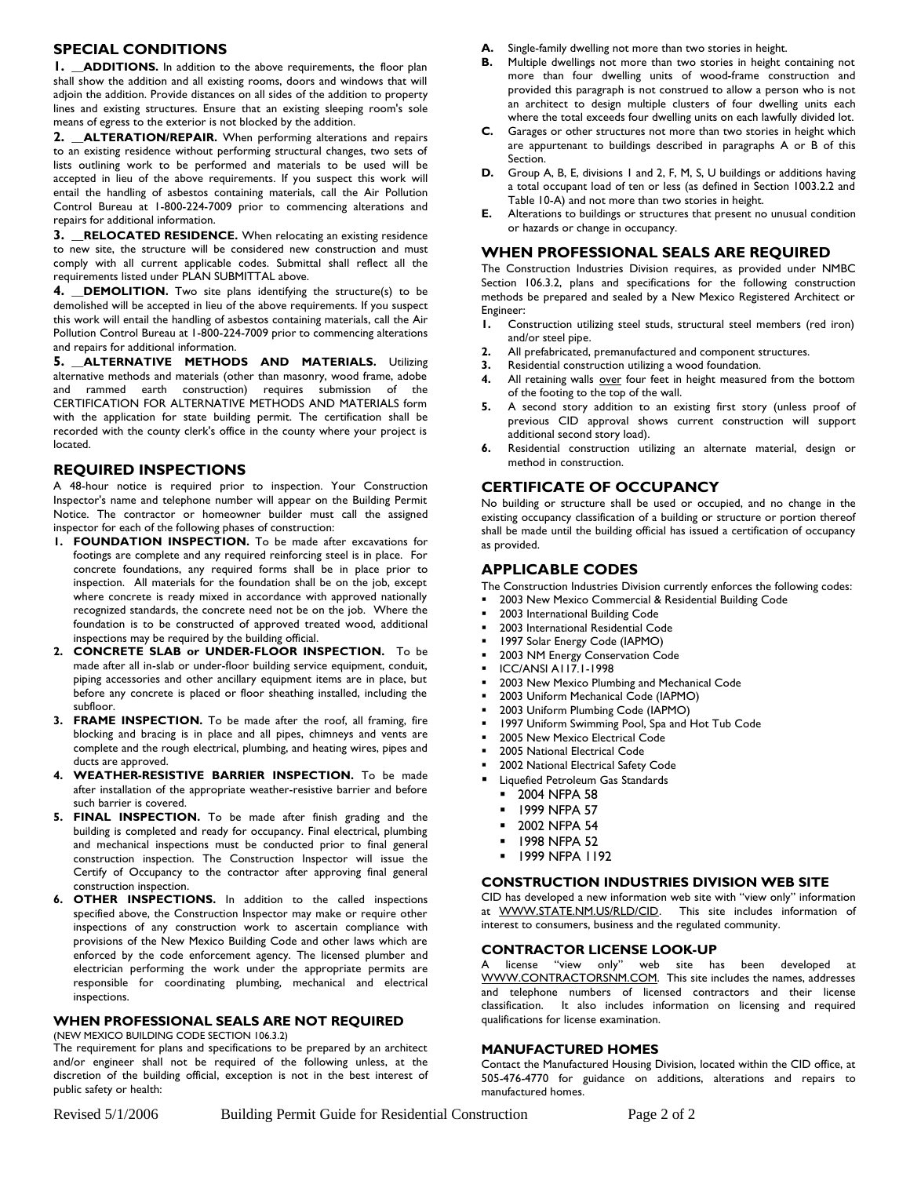## SPECIAL CONDITIONS

**1. __ADDITIONS.** In addition to the above requirements, the floor plan shall show the addition and all existing rooms, doors and windows that will adjoin the addition. Provide distances on all sides of the addition to property lines and existing structures. Ensure that an existing sleeping room's sole means of egress to the exterior is not blocked by the addition.

**2. __ALTERATION/REPAIR.** When performing alterations and repairs to an existing residence without performing structural changes, two sets of lists outlining work to be performed and materials to be used will be accepted in lieu of the above requirements. If you suspect this work will entail the handling of asbestos containing materials, call the Air Pollution Control Bureau at 1-800-224-7009 prior to commencing alterations and repairs for additional information.

**3. __RELOCATED RESIDENCE.** When relocating an existing residence to new site, the structure will be considered new construction and must comply with all current applicable codes. Submittal shall reflect all the requirements listed under PLAN SUBMITTAL above.

**4. __DEMOLITION.** Two site plans identifying the structure(s) to be demolished will be accepted in lieu of the above requirements. If you suspect this work will entail the handling of asbestos containing materials, call the Air Pollution Control Bureau at 1-800-224-7009 prior to commencing alterations and repairs for additional information.

**5. __ALTERNATIVE METHODS AND MATERIALS.** Utilizing alternative methods and materials (other than masonry, wood frame, adobe and rammed earth construction) requires submission of the CERTIFICATION FOR ALTERNATIVE METHODS AND MATERIALS form with the application for state building permit. The certification shall be recorded with the county clerk's office in the county where your project is located.

## REQUIRED INSPECTIONS

A 48-hour notice is required prior to inspection. Your Construction Inspector's name and telephone number will appear on the Building Permit Notice. The contractor or homeowner builder must call the assigned inspector for each of the following phases of construction:

1. **FOUNDATION INSPECTION.** To be made after excavations for footings are complete and any required reinforcing steel is in place. For concrete foundations, any required forms shall be in place prior to inspection. All materials for the foundation shall be on the job, except where concrete is ready mixed in accordance with approved nationally recognized standards, the concrete need not be on the job. Where the foundation is to be constructed of approved treated wood, additional inspections may be required by the building official.
2. **CONCRETE SLAB or UNDER-FLOOR INSPECTION.** To be made after all in-slab or under-floor building service equipment, conduit, piping accessories and other ancillary equipment items are in place, but before any concrete is placed or floor sheathing installed, including the subfloor.
3. **FRAME INSPECTION.** To be made after the roof, all framing, fire blocking and bracing is in place and all pipes, chimneys and vents are complete and the rough electrical, plumbing, and heating wires, pipes and ducts are approved.
4. **WEATHER-RESISTIVE BARRIER INSPECTION.** To be made after installation of the appropriate weather-resistive barrier and before such barrier is covered.
5. **FINAL INSPECTION.** To be made after finish grading and the building is completed and ready for occupancy. Final electrical, plumbing and mechanical inspections must be conducted prior to final general construction inspection. The Construction Inspector will issue the Certify of Occupancy to the contractor after approving final general construction inspection.
6. **OTHER INSPECTIONS.** In addition to the called inspections specified above, the Construction Inspector may make or require other inspections of any construction work to ascertain compliance with provisions of the New Mexico Building Code and other laws which are enforced by the code enforcement agency. The licensed plumber and electrician performing the work under the appropriate permits are responsible for coordinating plumbing, mechanical and electrical inspections.

## WHEN PROFESSIONAL SEALS ARE NOT REQUIRED

(NEW MEXICO BUILDING CODE SECTION 106.3.2)

The requirement for plans and specifications to be prepared by an architect and/or engineer shall not be required of the following unless, at the discretion of the building official, exception is not in the best interest of public safety or health:

- **A.** Single-family dwelling not more than two stories in height.
- **B.** Multiple dwellings not more than two stories in height containing not more than four dwelling units of wood-frame construction and provided this paragraph is not construed to allow a person who is not an architect to design multiple clusters of four dwelling units each where the total exceeds four dwelling units on each lawfully divided lot.
- **C.** Garages or other structures not more than two stories in height which are appurtenant to buildings described in paragraphs A or B of this Section.
- **D.** Group A, B, E, divisions 1 and 2, F, M, S, U buildings or additions having a total occupant load of ten or less (as defined in Section 1003.2.2 and Table 10-A) and not more than two stories in height.
- **E.** Alterations to buildings or structures that present no unusual condition or hazards or change in occupancy.

## WHEN PROFESSIONAL SEALS ARE REQUIRED

The Construction Industries Division requires, as provided under NMBC Section 106.3.2, plans and specifications for the following construction methods be prepared and sealed by a New Mexico Registered Architect or Engineer:

1. Construction utilizing steel studs, structural steel members (red iron) and/or steel pipe.
2. All prefabricated, premanufactured and component structures.
3. Residential construction utilizing a wood foundation.
4. All retaining walls over four feet in height measured from the bottom of the footing to the top of the wall.
5. A second story addition to an existing first story (unless proof of previous CID approval shows current construction will support additional second story load).
6. Residential construction utilizing an alternate material, design or method in construction.

## CERTIFICATE OF OCCUPANCY

No building or structure shall be used or occupied, and no change in the existing occupancy classification of a building or structure or portion thereof shall be made until the building official has issued a certification of occupancy as provided.

## APPLICABLE CODES

The Construction Industries Division currently enforces the following codes:

- 2003 New Mexico Commercial & Residential Building Code
- 2003 International Building Code
- 2003 International Residential Code
- 1997 Solar Energy Code (IAPMO)
- 2003 NM Energy Conservation Code
- ICC/ANSI A117.1-1998
- 2003 New Mexico Plumbing and Mechanical Code
- 2003 Uniform Mechanical Code (IAPMO)
- 2003 Uniform Plumbing Code (IAPMO)
- 1997 Uniform Swimming Pool, Spa and Hot Tub Code
- 2005 New Mexico Electrical Code
- 2005 National Electrical Code
- 2002 National Electrical Safety Code
- Liquefied Petroleum Gas Standards
  - 2004 NFPA 58
  - 1999 NFPA 57
  - 2002 NFPA 54
  - 1998 NFPA 52
  - 1999 NFPA 1192

### CONSTRUCTION INDUSTRIES DIVISION WEB SITE

CID has developed a new information web site with "view only" information at WWW.STATE.NM.US/RLD/CID. This site includes information of interest to consumers, business and the regulated community.

### CONTRACTOR LICENSE LOOK-UP

A license "view only" web site has been developed at WWW.CONTRACTORSNM.COM. This site includes the names, addresses and telephone numbers of licensed contractors and their license classification. It also includes information on licensing and required qualifications for license examination.

### MANUFACTURED HOMES

Contact the Manufactured Housing Division, located within the CID office, at 505-476-4770 for guidance on additions, alterations and repairs to manufactured homes.